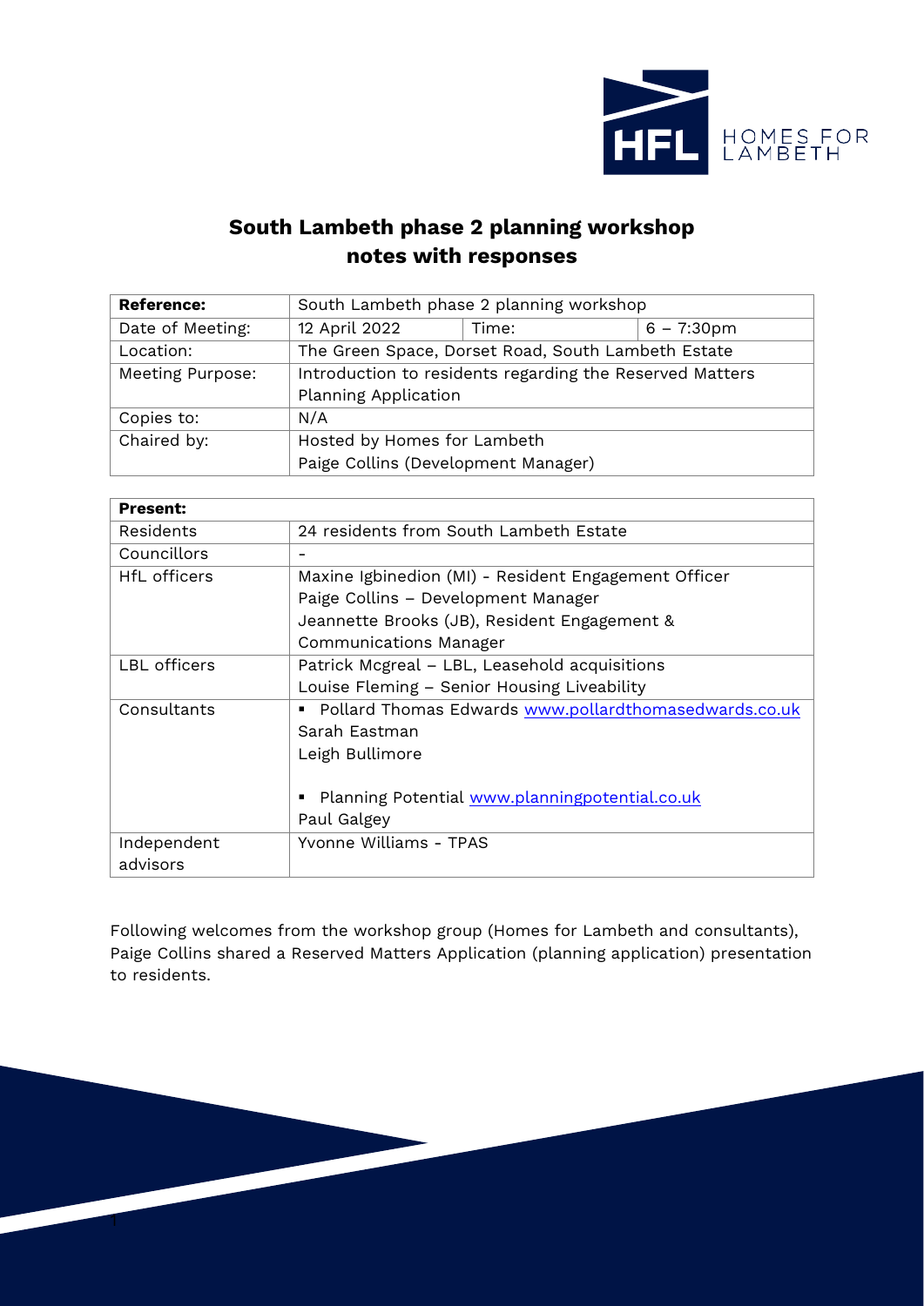# South Lambeth phase 2 planning workshop notes with responses

| **Reference:** | South Lambeth phase 2 planning workshop | | |
|---|---|---|---|
| Date of Meeting: | 12 April 2022 | Time: | 6 – 7:30pm |
| Location: | The Green Space, Dorset Road, South Lambeth Estate | | |
| Meeting Purpose: | Introduction to residents regarding the Reserved Matters Planning Application | | |
| Copies to: | N/A | | |
| Chaired by: | Hosted by Homes for Lambeth<br>Paige Collins (Development Manager) | | |

| **Present:** | |
|---|---|
| Residents | 24 residents from South Lambeth Estate |
| Councillors | - |
| HfL officers | Maxine Igbinedion (MI) - Resident Engagement Officer<br>Paige Collins – Development Manager<br>Jeannette Brooks (JB), Resident Engagement & Communications Manager |
| LBL officers | Patrick Mcgreal – LBL, Leasehold acquisitions<br>Louise Fleming – Senior Housing Liveability |
| Consultants | ▪ Pollard Thomas Edwards www.pollardthomasedwards.co.uk<br>Sarah Eastman<br>Leigh Bullimore<br><br>▪ Planning Potential www.planningpotential.co.uk<br>Paul Galgey |
| Independent advisors | Yvonne Williams - TPAS |

Following welcomes from the workshop group (Homes for Lambeth and consultants), Paige Collins shared a Reserved Matters Application (planning application) presentation to residents.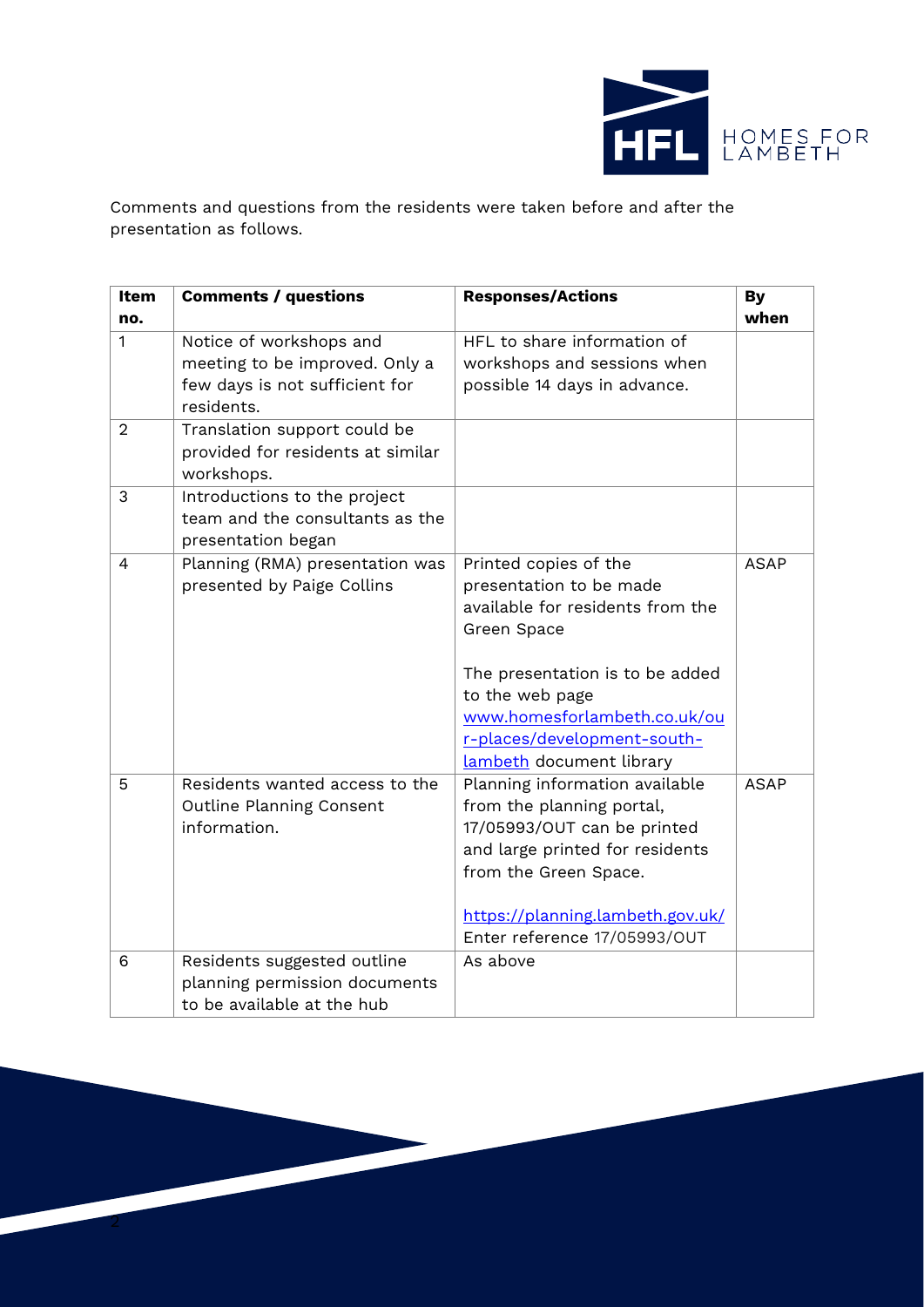Comments and questions from the residents were taken before and after the presentation as follows.

| Item no. | Comments / questions | Responses/Actions | By when |
|---|---|---|---|
| 1 | Notice of workshops and meeting to be improved. Only a few days is not sufficient for residents. | HFL to share information of workshops and sessions when possible 14 days in advance. | |
| 2 | Translation support could be provided for residents at similar workshops. | | |
| 3 | Introductions to the project team and the consultants as the presentation began | | |
| 4 | Planning (RMA) presentation was presented by Paige Collins | Printed copies of the presentation to be made available for residents from the Green Space<br><br>The presentation is to be added to the web page [www.homesforlambeth.co.uk/our-places/development-south-lambeth](www.homesforlambeth.co.uk/our-places/development-south-lambeth) document library | ASAP |
| 5 | Residents wanted access to the Outline Planning Consent information. | Planning information available from the planning portal, 17/05993/OUT can be printed and large printed for residents from the Green Space.<br><br>[https://planning.lambeth.gov.uk/](https://planning.lambeth.gov.uk/) Enter reference 17/05993/OUT | ASAP |
| 6 | Residents suggested outline planning permission documents to be available at the hub | As above | |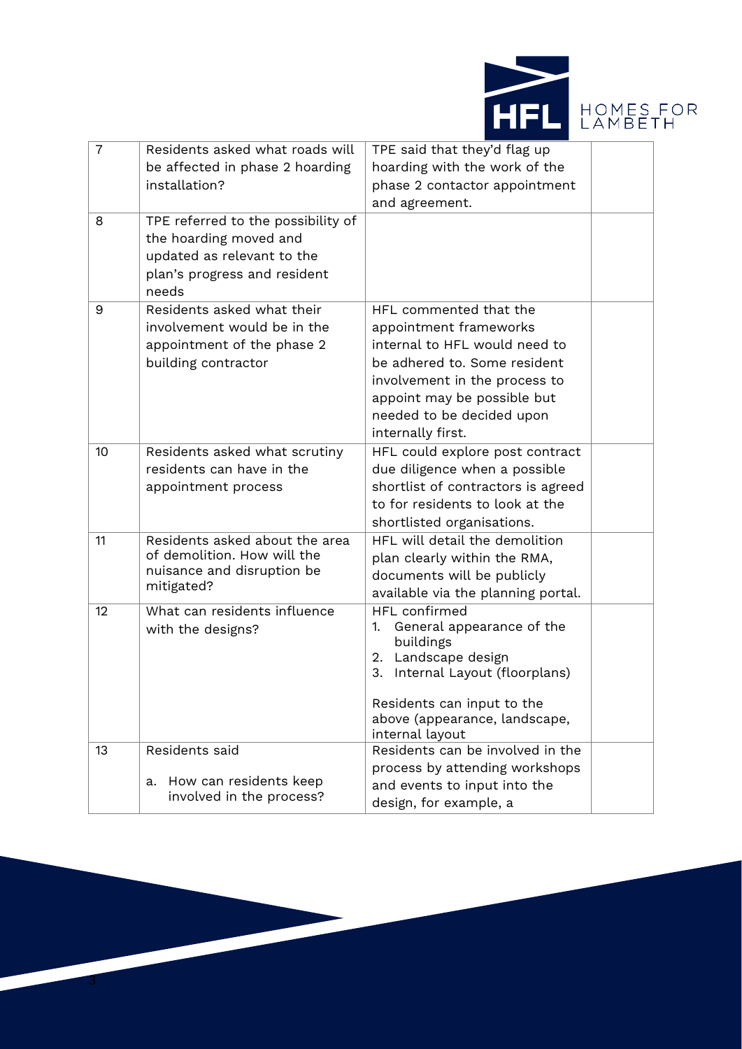| 7 | Residents asked what roads will be affected in phase 2 hoarding installation? | TPE said that they'd flag up hoarding with the work of the phase 2 contactor appointment and agreement. | |
|---|---|---|---|
| 8 | TPE referred to the possibility of the hoarding moved and updated as relevant to the plan's progress and resident needs | | |
| 9 | Residents asked what their involvement would be in the appointment of the phase 2 building contractor | HFL commented that the appointment frameworks internal to HFL would need to be adhered to. Some resident involvement in the process to appoint may be possible but needed to be decided upon internally first. | |
| 10 | Residents asked what scrutiny residents can have in the appointment process | HFL could explore post contract due diligence when a possible shortlist of contractors is agreed to for residents to look at the shortlisted organisations. | |
| 11 | Residents asked about the area of demolition. How will the nuisance and disruption be mitigated? | HFL will detail the demolition plan clearly within the RMA, documents will be publicly available via the planning portal. | |
| 12 | What can residents influence with the designs? | HFL confirmed<br>1. General appearance of the buildings<br>2. Landscape design<br>3. Internal Layout (floorplans)<br><br>Residents can input to the above (appearance, landscape, internal layout | |
| 13 | Residents said<br><br>a. How can residents keep involved in the process? | Residents can be involved in the process by attending workshops and events to input into the design, for example, a | |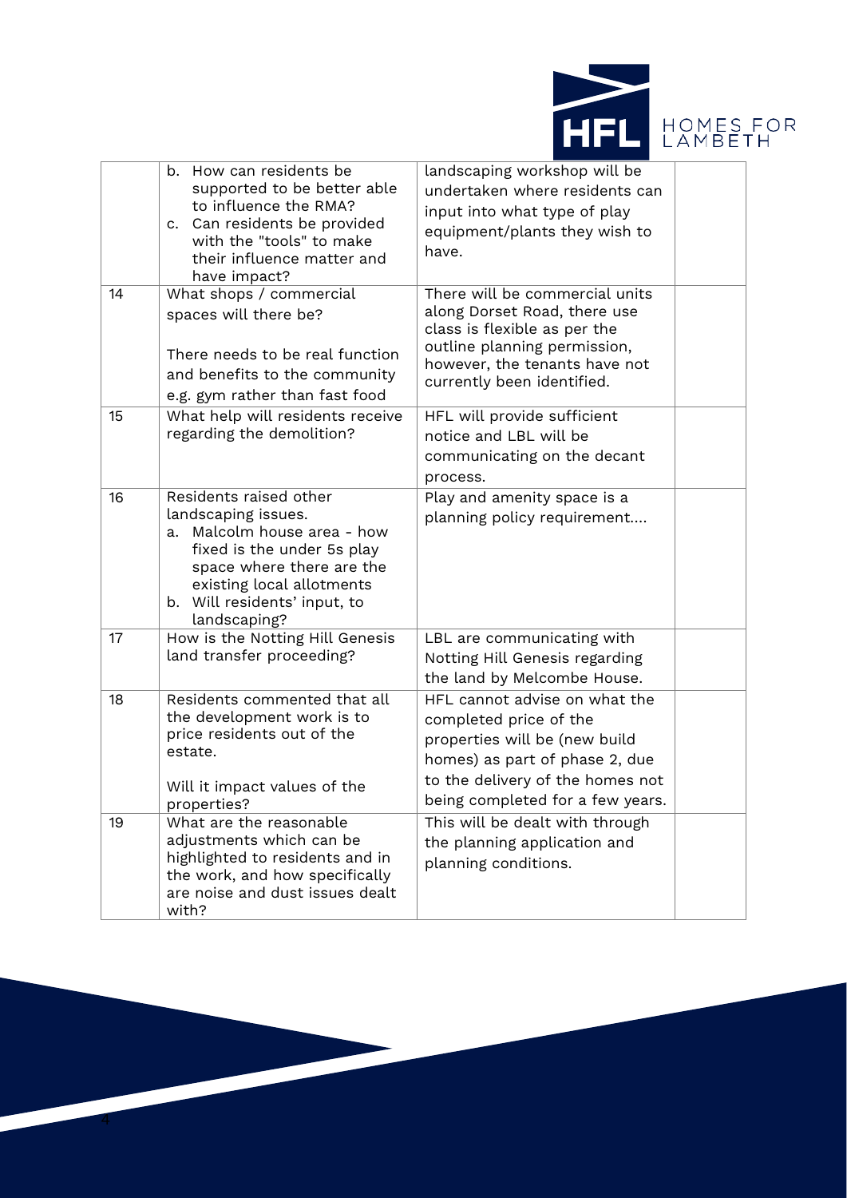| | | | |
|---|---|---|---|
| | b. How can residents be supported to be better able to influence the RMA?<br>c. Can residents be provided with the "tools" to make their influence matter and have impact? | landscaping workshop will be undertaken where residents can input into what type of play equipment/plants they wish to have. | |
| 14 | What shops / commercial spaces will there be?<br><br>There needs to be real function and benefits to the community e.g. gym rather than fast food | There will be commercial units along Dorset Road, there use class is flexible as per the outline planning permission, however, the tenants have not currently been identified. | |
| 15 | What help will residents receive regarding the demolition? | HFL will provide sufficient notice and LBL will be communicating on the decant process. | |
| 16 | Residents raised other landscaping issues.<br>a. Malcolm house area - how fixed is the under 5s play space where there are the existing local allotments<br>b. Will residents' input, to landscaping? | Play and amenity space is a planning policy requirement…. | |
| 17 | How is the Notting Hill Genesis land transfer proceeding? | LBL are communicating with Notting Hill Genesis regarding the land by Melcombe House. | |
| 18 | Residents commented that all the development work is to price residents out of the estate.<br><br>Will it impact values of the properties? | HFL cannot advise on what the completed price of the properties will be (new build homes) as part of phase 2, due to the delivery of the homes not being completed for a few years. | |
| 19 | What are the reasonable adjustments which can be highlighted to residents and in the work, and how specifically are noise and dust issues dealt with? | This will be dealt with through the planning application and planning conditions. | |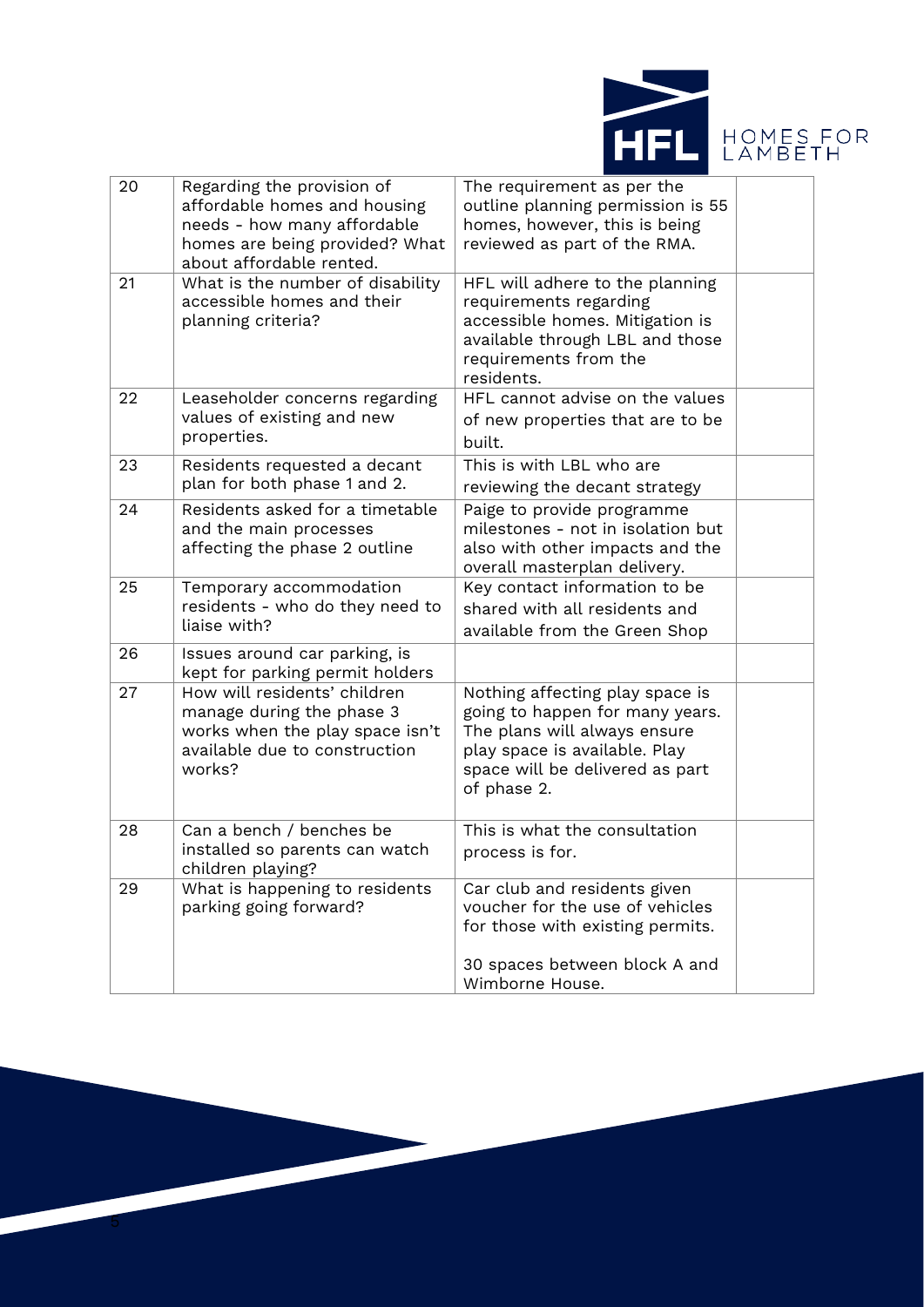| 20 | Regarding the provision of affordable homes and housing needs - how many affordable homes are being provided? What about affordable rented. | The requirement as per the outline planning permission is 55 homes, however, this is being reviewed as part of the RMA. | |
|---|---|---|---|
| 21 | What is the number of disability accessible homes and their planning criteria? | HFL will adhere to the planning requirements regarding accessible homes. Mitigation is available through LBL and those requirements from the residents. | |
| 22 | Leaseholder concerns regarding values of existing and new properties. | HFL cannot advise on the values of new properties that are to be built. | |
| 23 | Residents requested a decant plan for both phase 1 and 2. | This is with LBL who are reviewing the decant strategy | |
| 24 | Residents asked for a timetable and the main processes affecting the phase 2 outline | Paige to provide programme milestones - not in isolation but also with other impacts and the overall masterplan delivery. | |
| 25 | Temporary accommodation residents - who do they need to liaise with? | Key contact information to be shared with all residents and available from the Green Shop | |
| 26 | Issues around car parking, is kept for parking permit holders | | |
| 27 | How will residents' children manage during the phase 3 works when the play space isn't available due to construction works? | Nothing affecting play space is going to happen for many years. The plans will always ensure play space is available. Play space will be delivered as part of phase 2. | |
| 28 | Can a bench / benches be installed so parents can watch children playing? | This is what the consultation process is for. | |
| 29 | What is happening to residents parking going forward? | Car club and residents given voucher for the use of vehicles for those with existing permits.<br><br>30 spaces between block A and Wimborne House. | |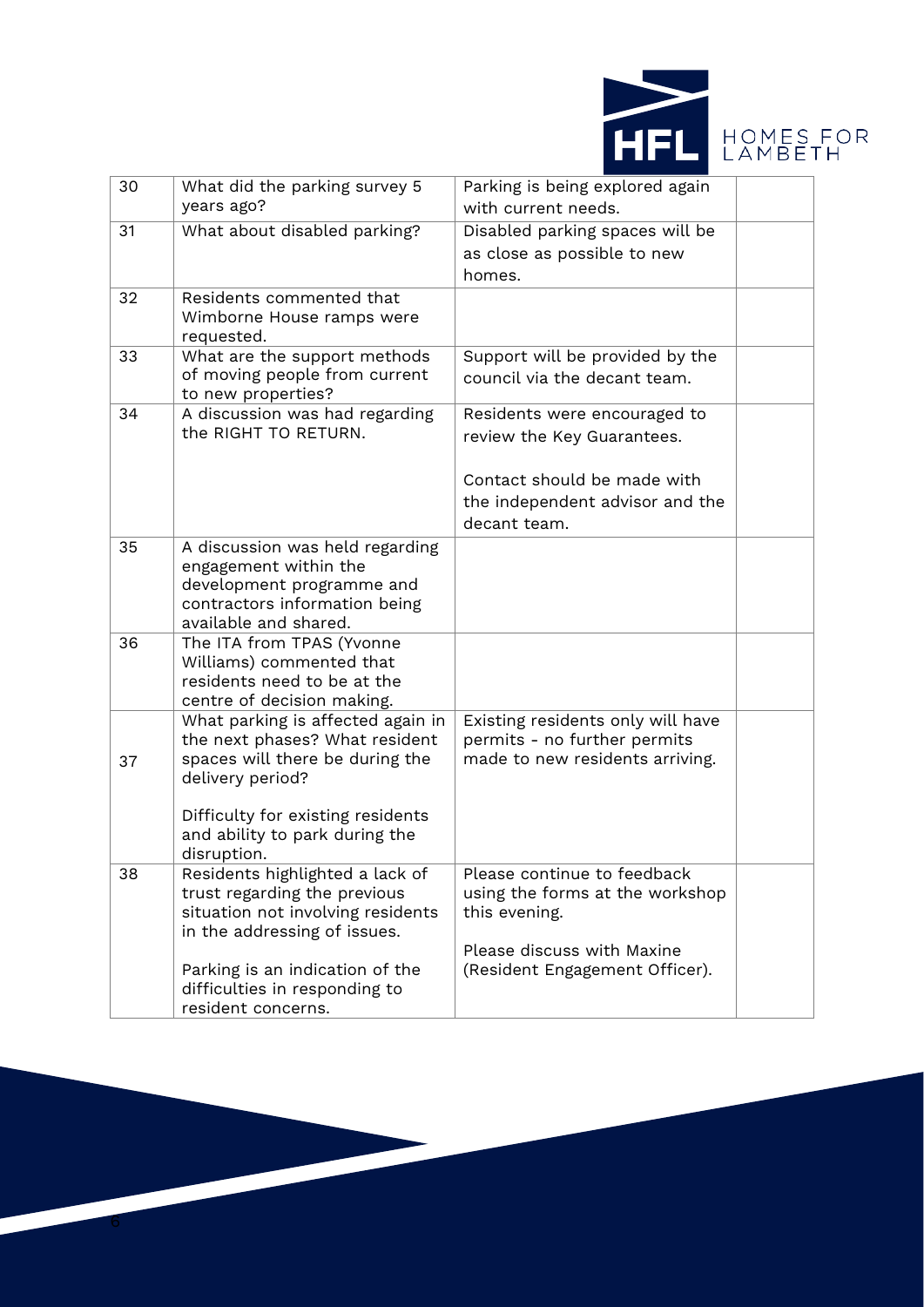| 30 | What did the parking survey 5 years ago? | Parking is being explored again with current needs. | |
|---|---|---|---|
| 31 | What about disabled parking? | Disabled parking spaces will be as close as possible to new homes. | |
| 32 | Residents commented that Wimborne House ramps were requested. | | |
| 33 | What are the support methods of moving people from current to new properties? | Support will be provided by the council via the decant team. | |
| 34 | A discussion was had regarding the RIGHT TO RETURN. | Residents were encouraged to review the Key Guarantees.<br><br>Contact should be made with the independent advisor and the decant team. | |
| 35 | A discussion was held regarding engagement within the development programme and contractors information being available and shared. | | |
| 36 | The ITA from TPAS (Yvonne Williams) commented that residents need to be at the centre of decision making. | | |
| 37 | What parking is affected again in the next phases? What resident spaces will there be during the delivery period?<br><br>Difficulty for existing residents and ability to park during the disruption. | Existing residents only will have permits - no further permits made to new residents arriving. | |
| 38 | Residents highlighted a lack of trust regarding the previous situation not involving residents in the addressing of issues.<br><br>Parking is an indication of the difficulties in responding to resident concerns. | Please continue to feedback using the forms at the workshop this evening.<br><br>Please discuss with Maxine (Resident Engagement Officer). | |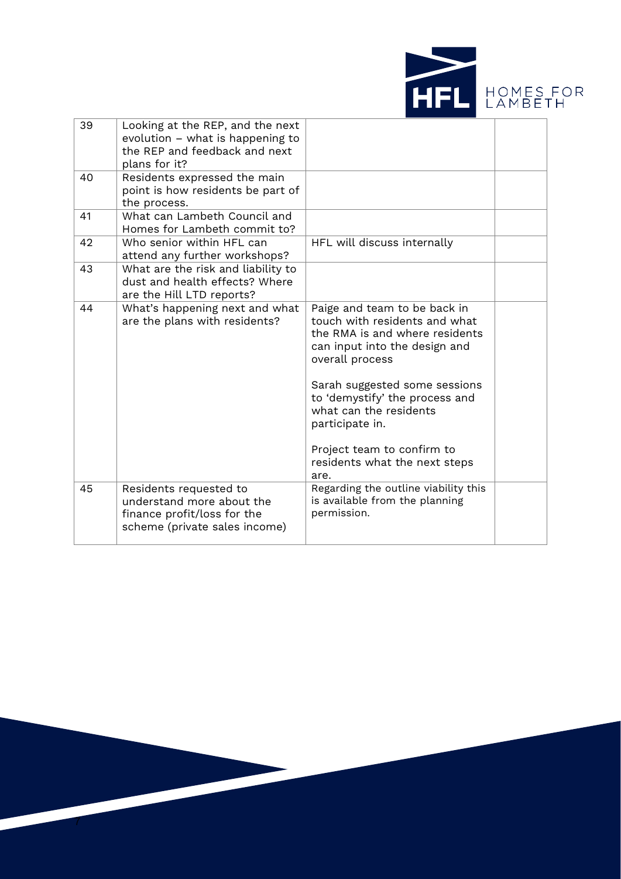| | | | |
|---|---|---|---|
| 39 | Looking at the REP, and the next evolution – what is happening to the REP and feedback and next plans for it? | | |
| 40 | Residents expressed the main point is how residents be part of the process. | | |
| 41 | What can Lambeth Council and Homes for Lambeth commit to? | | |
| 42 | Who senior within HFL can attend any further workshops? | HFL will discuss internally | |
| 43 | What are the risk and liability to dust and health effects? Where are the Hill LTD reports? | | |
| 44 | What's happening next and what are the plans with residents? | Paige and team to be back in touch with residents and what the RMA is and where residents can input into the design and overall process<br><br>Sarah suggested some sessions to 'demystify' the process and what can the residents participate in.<br><br>Project team to confirm to residents what the next steps are. | |
| 45 | Residents requested to understand more about the finance profit/loss for the scheme (private sales income) | Regarding the outline viability this is available from the planning permission. | |